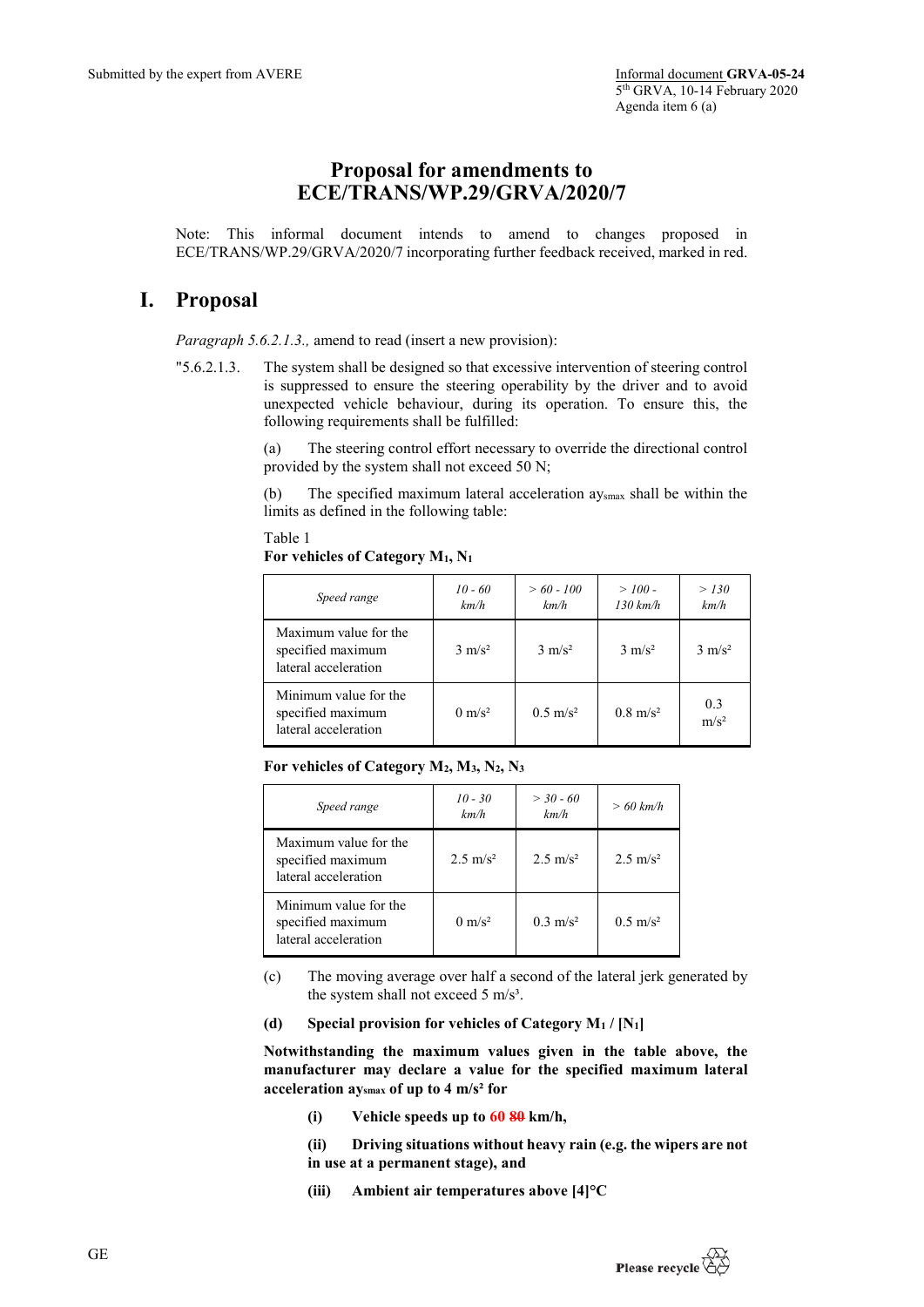Submitted by the expert from AVERE

Informal document **GRVA-05-24**
5th GRVA, 10-14 February 2020
Agenda item 6 (a)

# Proposal for amendments to ECE/TRANS/WP.29/GRVA/2020/7

Note: This informal document intends to amend to changes proposed in ECE/TRANS/WP.29/GRVA/2020/7 incorporating further feedback received, marked in red.

## I. Proposal

*Paragraph 5.6.2.1.3.,* amend to read (insert a new provision):

"5.6.2.1.3. The system shall be designed so that excessive intervention of steering control is suppressed to ensure the steering operability by the driver and to avoid unexpected vehicle behaviour, during its operation. To ensure this, the following requirements shall be fulfilled:

(a) The steering control effort necessary to override the directional control provided by the system shall not exceed 50 N;

(b) The specified maximum lateral acceleration $ay_{smax}$ shall be within the limits as defined in the following table:

Table 1

**For vehicles of Category $M_1$, $N_1$**

| *Speed range* | *10 - 60 km/h* | *> 60 - 100 km/h* | *> 100 - 130 km/h* | *> 130 km/h* |
|---|---|---|---|---|
| Maximum value for the specified maximum lateral acceleration | 3 m/s² | 3 m/s² | 3 m/s² | 3 m/s² |
| Minimum value for the specified maximum lateral acceleration | 0 m/s² | 0.5 m/s² | 0.8 m/s² | 0.3 m/s² |

**For vehicles of Category $M_2$, $M_3$, $N_2$, $N_3$**

| *Speed range* | *10 - 30 km/h* | *> 30 - 60 km/h* | *> 60 km/h* |
|---|---|---|---|
| Maximum value for the specified maximum lateral acceleration | 2.5 m/s² | 2.5 m/s² | 2.5 m/s² |
| Minimum value for the specified maximum lateral acceleration | 0 m/s² | 0.3 m/s² | 0.5 m/s² |

(c) The moving average over half a second of the lateral jerk generated by the system shall not exceed 5 m/s³.

**(d) Special provision for vehicles of Category $M_1$ / [$N_1$]**

**Notwithstanding the maximum values given in the table above, the manufacturer may declare a value for the specified maximum lateral acceleration $ay_{smax}$ of up to 4 m/s² for**

**(i) Vehicle speeds up to 60 ~~80~~ km/h,**

**(ii) Driving situations without heavy rain (e.g. the wipers are not in use at a permanent stage), and**

**(iii) Ambient air temperatures above [4]°C**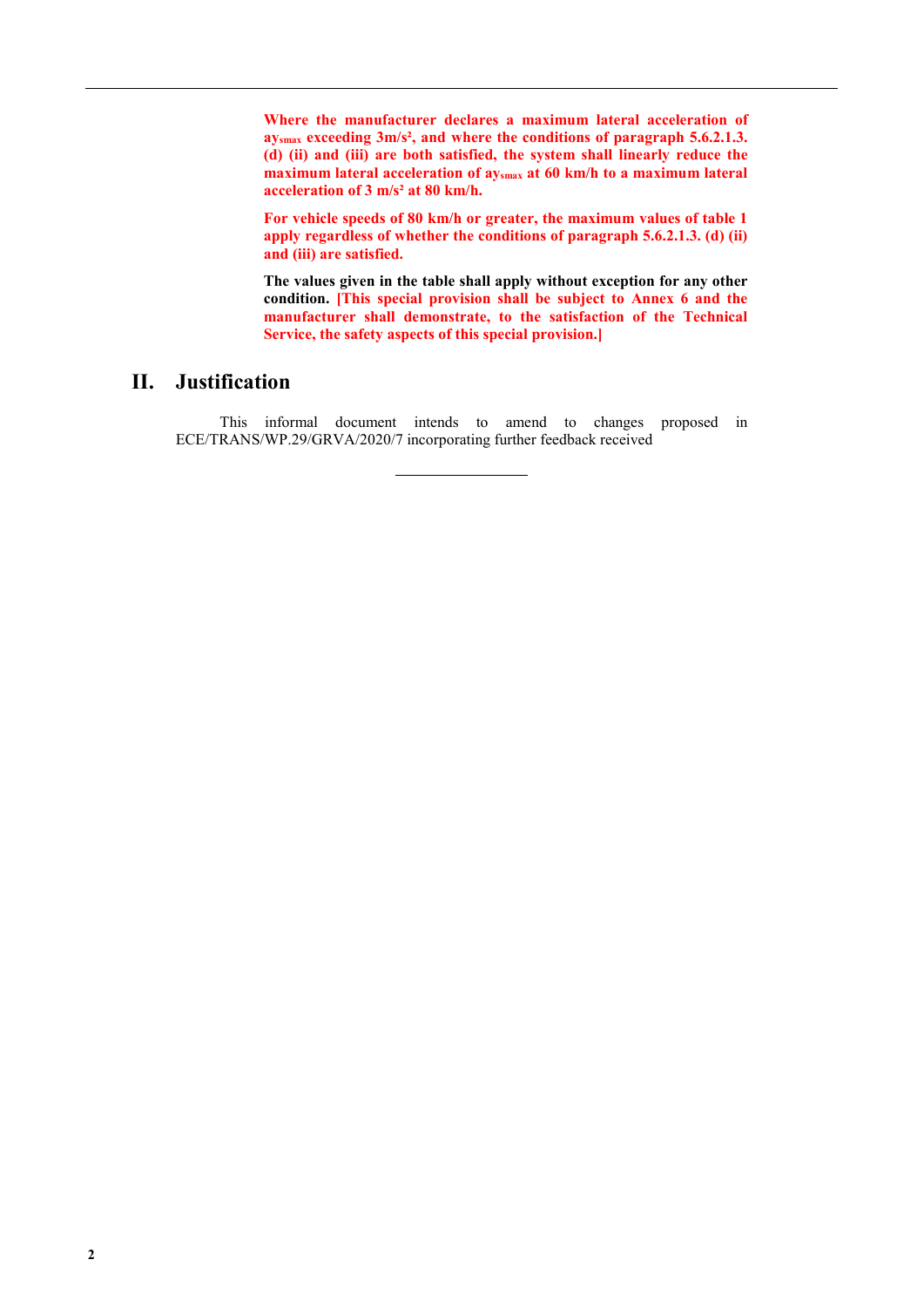**Where the manufacturer declares a maximum lateral acceleration of $ay_{smax}$ exceeding 3m/s², and where the conditions of paragraph 5.6.2.1.3. (d) (ii) and (iii) are both satisfied, the system shall linearly reduce the maximum lateral acceleration of $ay_{smax}$ at 60 km/h to a maximum lateral acceleration of 3 m/s² at 80 km/h.**

**For vehicle speeds of 80 km/h or greater, the maximum values of table 1 apply regardless of whether the conditions of paragraph 5.6.2.1.3. (d) (ii) and (iii) are satisfied.**

**The values given in the table shall apply without exception for any other condition. [This special provision shall be subject to Annex 6 and the manufacturer shall demonstrate, to the satisfaction of the Technical Service, the safety aspects of this special provision.]**

## II. Justification

This informal document intends to amend to changes proposed in ECE/TRANS/WP.29/GRVA/2020/7 incorporating further feedback received